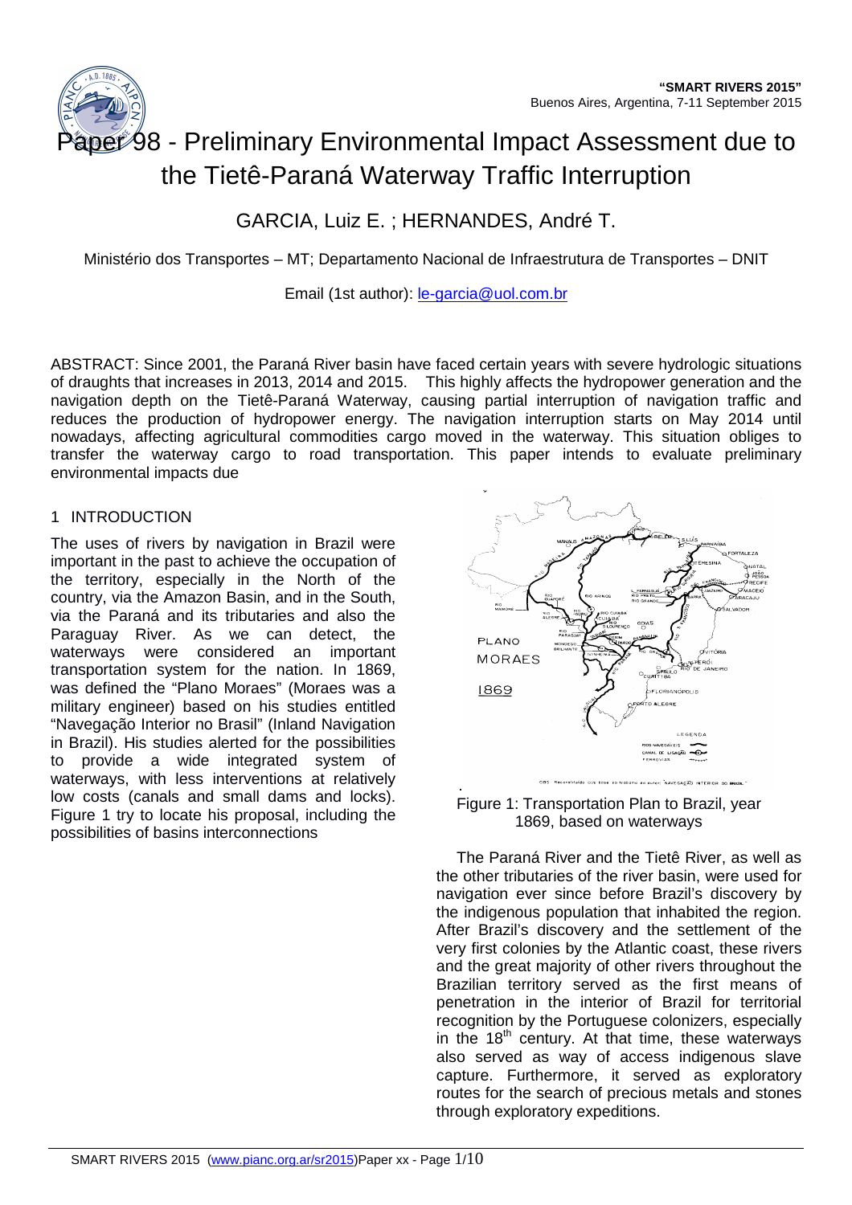# Paper 98 - Preliminary Environmental Impact Assessment due to the Tietê-Paraná Waterway Traffic Interruption

GARCIA, Luiz E. ; HERNANDES, André T.

Ministério dos Transportes – MT; Departamento Nacional de Infraestrutura de Transportes – DNIT

Email (1st author): le-garcia@uol.com.br

ABSTRACT: Since 2001, the Paraná River basin have faced certain years with severe hydrologic situations of draughts that increases in 2013, 2014 and 2015. This highly affects the hydropower generation and the navigation depth on the Tietê-Paraná Waterway, causing partial interruption of navigation traffic and reduces the production of hydropower energy. The navigation interruption starts on May 2014 until nowadays, affecting agricultural commodities cargo moved in the waterway. This situation obliges to transfer the waterway cargo to road transportation. This paper intends to evaluate preliminary environmental impacts due

## 1 INTRODUCTION

The uses of rivers by navigation in Brazil were important in the past to achieve the occupation of the territory, especially in the North of the country, via the Amazon Basin, and in the South, via the Paraná and its tributaries and also the Paraguay River. As we can detect, the waterways were considered an important transportation system for the nation. In 1869, was defined the "Plano Moraes" (Moraes was a military engineer) based on his studies entitled "Navegação Interior no Brasil" (Inland Navigation in Brazil). His studies alerted for the possibilities to provide a wide integrated system of waterways, with less interventions at relatively low costs (canals and small dams and locks). Figure 1 try to locate his proposal, including the possibilities of basins interconnections

Figure 1: Transportation Plan to Brazil, year 1869, based on waterways

The Paraná River and the Tietê River, as well as the other tributaries of the river basin, were used for navigation ever since before Brazil's discovery by the indigenous population that inhabited the region. After Brazil's discovery and the settlement of the very first colonies by the Atlantic coast, these rivers and the great majority of other rivers throughout the Brazilian territory served as the first means of penetration in the interior of Brazil for territorial recognition by the Portuguese colonizers, especially in the 18th century. At that time, these waterways also served as way of access indigenous slave capture. Furthermore, it served as exploratory routes for the search of precious metals and stones through exploratory expeditions.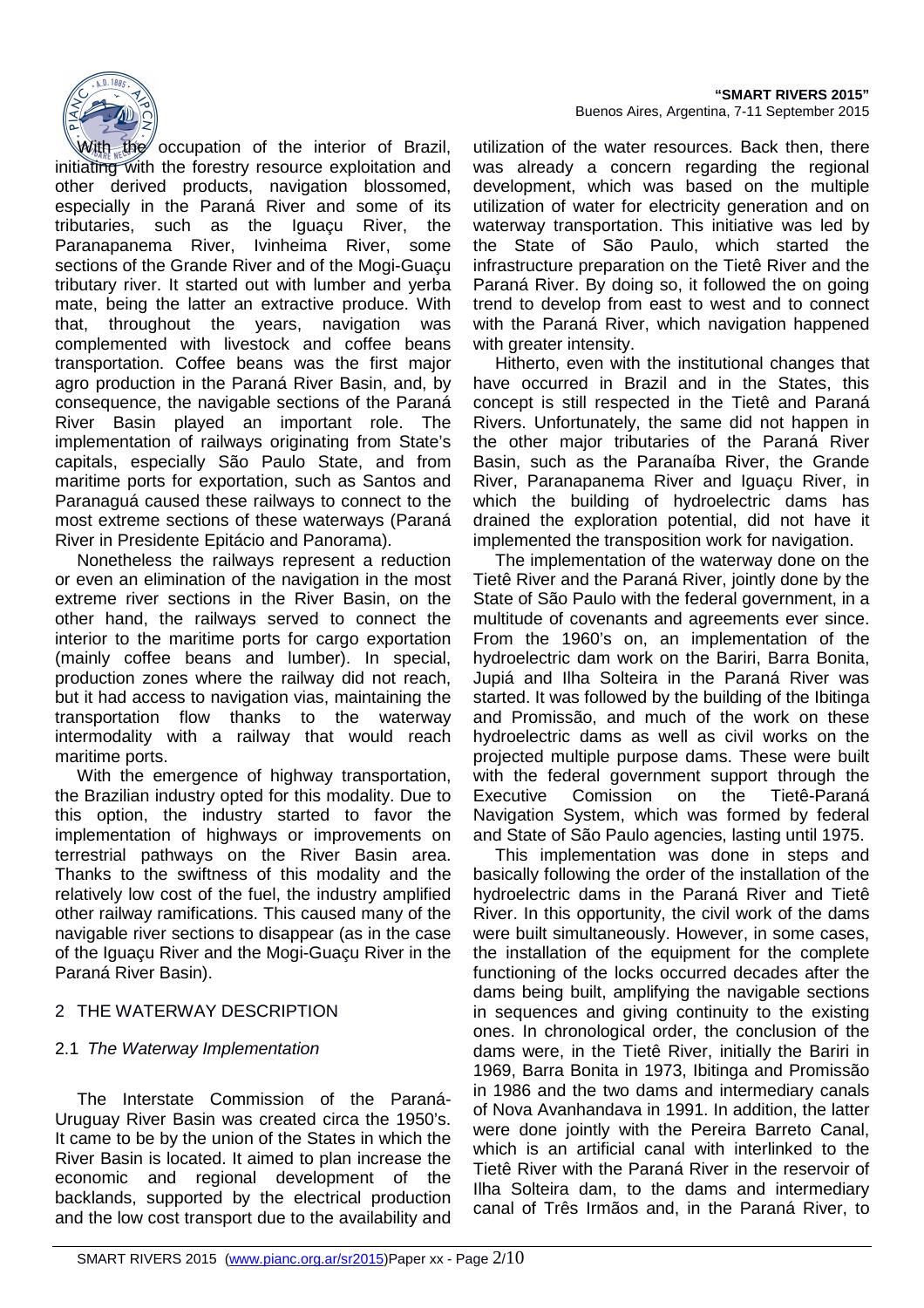With the occupation of the interior of Brazil, initiating with the forestry resource exploitation and other derived products, navigation blossomed, especially in the Paraná River and some of its tributaries, such as the Iguaçu River, the Paranapanema River, Ivinheima River, some sections of the Grande River and of the Mogi-Guaçu tributary river. It started out with lumber and yerba mate, being the latter an extractive produce. With that, throughout the years, navigation was complemented with livestock and coffee beans transportation. Coffee beans was the first major agro production in the Paraná River Basin, and, by consequence, the navigable sections of the Paraná River Basin played an important role. The implementation of railways originating from State's capitals, especially São Paulo State, and from maritime ports for exportation, such as Santos and Paranaguá caused these railways to connect to the most extreme sections of these waterways (Paraná River in Presidente Epitácio and Panorama).

Nonetheless the railways represent a reduction or even an elimination of the navigation in the most extreme river sections in the River Basin, on the other hand, the railways served to connect the interior to the maritime ports for cargo exportation (mainly coffee beans and lumber). In special, production zones where the railway did not reach, but it had access to navigation vias, maintaining the transportation flow thanks to the waterway intermodality with a railway that would reach maritime ports.

With the emergence of highway transportation, the Brazilian industry opted for this modality. Due to this option, the industry started to favor the implementation of highways or improvements on terrestrial pathways on the River Basin area. Thanks to the swiftness of this modality and the relatively low cost of the fuel, the industry amplified other railway ramifications. This caused many of the navigable river sections to disappear (as in the case of the Iguaçu River and the Mogi-Guaçu River in the Paraná River Basin).

## 2 THE WATERWAY DESCRIPTION

### 2.1 *The Waterway Implementation*

The Interstate Commission of the Paraná-Uruguay River Basin was created circa the 1950's. It came to be by the union of the States in which the River Basin is located. It aimed to plan increase the economic and regional development of the backlands, supported by the electrical production and the low cost transport due to the availability and utilization of the water resources. Back then, there was already a concern regarding the regional development, which was based on the multiple utilization of water for electricity generation and on waterway transportation. This initiative was led by the State of São Paulo, which started the infrastructure preparation on the Tietê River and the Paraná River. By doing so, it followed the on going trend to develop from east to west and to connect with the Paraná River, which navigation happened with greater intensity.

Hitherto, even with the institutional changes that have occurred in Brazil and in the States, this concept is still respected in the Tietê and Paraná Rivers. Unfortunately, the same did not happen in the other major tributaries of the Paraná River Basin, such as the Paranaíba River, the Grande River, Paranapanema River and Iguaçu River, in which the building of hydroelectric dams has drained the exploration potential, did not have it implemented the transposition work for navigation.

The implementation of the waterway done on the Tietê River and the Paraná River, jointly done by the State of São Paulo with the federal government, in a multitude of covenants and agreements ever since. From the 1960's on, an implementation of the hydroelectric dam work on the Bariri, Barra Bonita, Jupiá and Ilha Solteira in the Paraná River was started. It was followed by the building of the Ibitinga and Promissão, and much of the work on these hydroelectric dams as well as civil works on the projected multiple purpose dams. These were built with the federal government support through the Executive Comission on the Tietê-Paraná Navigation System, which was formed by federal and State of São Paulo agencies, lasting until 1975.

This implementation was done in steps and basically following the order of the installation of the hydroelectric dams in the Paraná River and Tietê River. In this opportunity, the civil work of the dams were built simultaneously. However, in some cases, the installation of the equipment for the complete functioning of the locks occurred decades after the dams being built, amplifying the navigable sections in sequences and giving continuity to the existing ones. In chronological order, the conclusion of the dams were, in the Tietê River, initially the Bariri in 1969, Barra Bonita in 1973, Ibitinga and Promissão in 1986 and the two dams and intermediary canals of Nova Avanhandava in 1991. In addition, the latter were done jointly with the Pereira Barreto Canal, which is an artificial canal with interlinked to the Tietê River with the Paraná River in the reservoir of Ilha Solteira dam, to the dams and intermediary canal of Três Irmãos and, in the Paraná River, to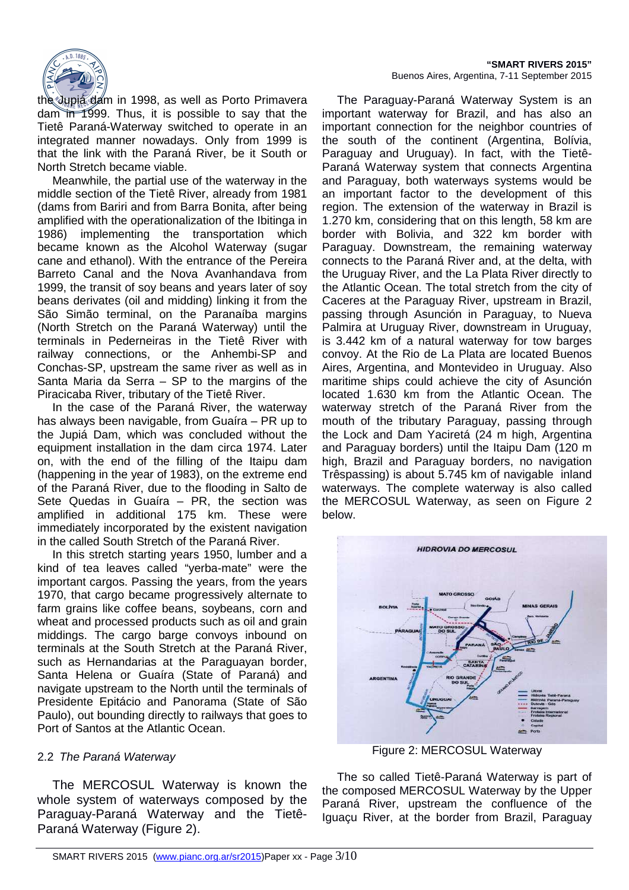the Jupiá dam in 1998, as well as Porto Primavera dam in 1999. Thus, it is possible to say that the Tietê Paraná-Waterway switched to operate in an integrated manner nowadays. Only from 1999 is that the link with the Paraná River, be it South or North Stretch became viable.

Meanwhile, the partial use of the waterway in the middle section of the Tietê River, already from 1981 (dams from Bariri and from Barra Bonita, after being amplified with the operationalization of the Ibitinga in 1986) implementing the transportation which became known as the Alcohol Waterway (sugar cane and ethanol). With the entrance of the Pereira Barreto Canal and the Nova Avanhandava from 1999, the transit of soy beans and years later of soy beans derivates (oil and midding) linking it from the São Simão terminal, on the Paranaíba margins (North Stretch on the Paraná Waterway) until the terminals in Pederneiras in the Tietê River with railway connections, or the Anhembi-SP and Conchas-SP, upstream the same river as well as in Santa Maria da Serra – SP to the margins of the Piracicaba River, tributary of the Tietê River.

In the case of the Paraná River, the waterway has always been navigable, from Guaíra – PR up to the Jupiá Dam, which was concluded without the equipment installation in the dam circa 1974. Later on, with the end of the filling of the Itaipu dam (happening in the year of 1983), on the extreme end of the Paraná River, due to the flooding in Salto de Sete Quedas in Guaíra – PR, the section was amplified in additional 175 km. These were immediately incorporated by the existent navigation in the called South Stretch of the Paraná River.

In this stretch starting years 1950, lumber and a kind of tea leaves called "yerba-mate" were the important cargos. Passing the years, from the years 1970, that cargo became progressively alternate to farm grains like coffee beans, soybeans, corn and wheat and processed products such as oil and grain middings. The cargo barge convoys inbound on terminals at the South Stretch at the Paraná River, such as Hernandarias at the Paraguayan border, Santa Helena or Guaíra (State of Paraná) and navigate upstream to the North until the terminals of Presidente Epitácio and Panorama (State of São Paulo), out bounding directly to railways that goes to Port of Santos at the Atlantic Ocean.

## 2.2 *The Paraná Waterway*

The MERCOSUL Waterway is known the whole system of waterways composed by the Paraguay-Paraná Waterway and the Tietê-Paraná Waterway (Figure 2).

The Paraguay-Paraná Waterway System is an important waterway for Brazil, and has also an important connection for the neighbor countries of the south of the continent (Argentina, Bolívia, Paraguay and Uruguay). In fact, with the Tietê-Paraná Waterway system that connects Argentina and Paraguay, both waterways systems would be an important factor to the development of this region. The extension of the waterway in Brazil is 1.270 km, considering that on this length, 58 km are border with Bolivia, and 322 km border with Paraguay. Downstream, the remaining waterway connects to the Paraná River and, at the delta, with the Uruguay River, and the La Plata River directly to the Atlantic Ocean. The total stretch from the city of Caceres at the Paraguay River, upstream in Brazil, passing through Asunción in Paraguay, to Nueva Palmira at Uruguay River, downstream in Uruguay, is 3.442 km of a natural waterway for tow barges convoy. At the Rio de La Plata are located Buenos Aires, Argentina, and Montevideo in Uruguay. Also maritime ships could achieve the city of Asunción located 1.630 km from the Atlantic Ocean. The waterway stretch of the Paraná River from the mouth of the tributary Paraguay, passing through the Lock and Dam Yaciretá (24 m high, Argentina and Paraguay borders) until the Itaipu Dam (120 m high, Brazil and Paraguay borders, no navigation Trêspassing) is about 5.745 km of navigable inland waterways. The complete waterway is also called the MERCOSUL Waterway, as seen on Figure 2 below.

Figure 2: MERCOSUL Waterway

The so called Tietê-Paraná Waterway is part of the composed MERCOSUL Waterway by the Upper Paraná River, upstream the confluence of the Iguaçu River, at the border from Brazil, Paraguay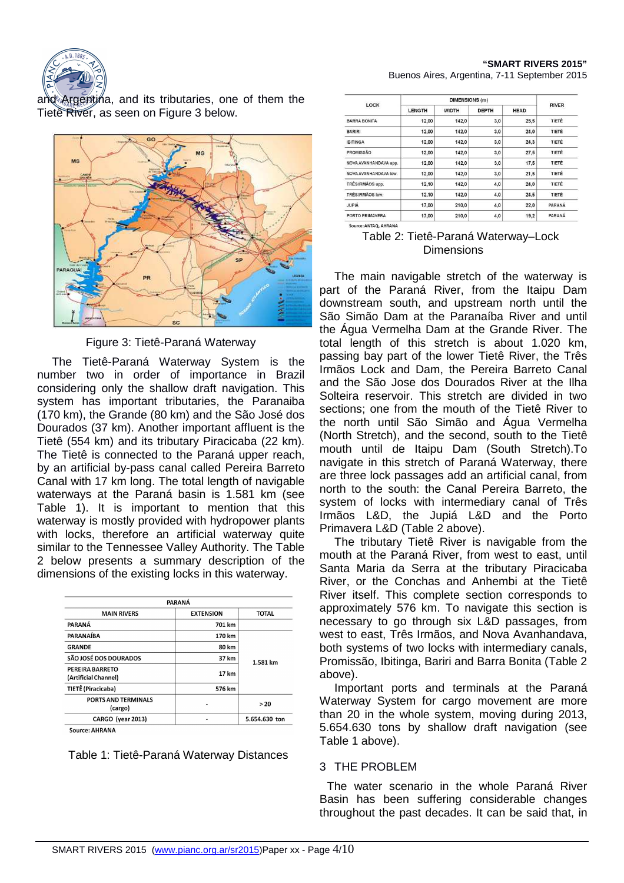and Argentina, and its tributaries, one of them the Tietê River, as seen on Figure 3 below.

Figure 3: Tietê-Paraná Waterway

The Tietê-Paraná Waterway System is the number two in order of importance in Brazil considering only the shallow draft navigation. This system has important tributaries, the Paranaiba (170 km), the Grande (80 km) and the São José dos Dourados (37 km). Another important affluent is the Tietê (554 km) and its tributary Piracicaba (22 km). The Tietê is connected to the Paraná upper reach, by an artificial by-pass canal called Pereira Barreto Canal with 17 km long. The total length of navigable waterways at the Paraná basin is 1.581 km (see Table 1). It is important to mention that this waterway is mostly provided with hydropower plants with locks, therefore an artificial waterway quite similar to the Tennessee Valley Authority. The Table 2 below presents a summary description of the dimensions of the existing locks in this waterway.

| PARANÁ | | |
|---|---|---|
| MAIN RIVERS | EXTENSION | TOTAL |
| PARANÁ | 701 km | 1.581 km |
| PARANAÍBA | 170 km | |
| GRANDE | 80 km | |
| SÃO JOSÉ DOS DOURADOS | 37 km | |
| PEREIRA BARRETO (Artificial Channel) | 17 km | |
| TIETÊ (Piracicaba) | 576 km | |
| PORTS AND TERMINALS (cargo) | - | > 20 |
| CARGO (year 2013) | - | 5.654.630 ton |

Source: AHRANA

Table 1: Tietê-Paraná Waterway Distances

| LOCK | DIMENSIONS (m) | | | | RIVER |
|---|---|---|---|---|---|
| | LENGTH | WIDTH | DEPTH | HEAD | |
| BARRA BONITA | 12,00 | 142,0 | 3,0 | 25,5 | TIETÊ |
| BARIRI | 12,00 | 142,0 | 3,0 | 24,0 | TIETÊ |
| IBITINGA | 12,00 | 142,0 | 3,0 | 24,3 | TIETÊ |
| PROMISSÃO | 12,00 | 142,0 | 3,0 | 27,5 | TIETÊ |
| NOVA AVANHANDAVA upp. | 12,00 | 142,0 | 3,0 | 17,5 | TIETÊ |
| NOVA AVANHANDAVA low. | 12,00 | 142,0 | 3,0 | 21,5 | TIETÊ |
| TRÊS IRMÃOS upp. | 12,10 | 142,0 | 4,0 | 24,0 | TIETÊ |
| TRÊS IRMÃOS low. | 12,10 | 142,0 | 4,0 | 24,5 | TIETÊ |
| JUPIÁ | 17,00 | 210,0 | 4,0 | 22,0 | PARANÁ |
| PORTO PRIMAVERA | 17,00 | 210,0 | 4,0 | 19,2 | PARANÁ |

Source: ANTAQ, AHRANA

Table 2: Tietê-Paraná Waterway–Lock Dimensions

The main navigable stretch of the waterway is part of the Paraná River, from the Itaipu Dam downstream south, and upstream north until the São Simão Dam at the Paranaíba River and until the Água Vermelha Dam at the Grande River. The total length of this stretch is about 1.020 km, passing bay part of the lower Tietê River, the Três Irmãos Lock and Dam, the Pereira Barreto Canal and the São Jose dos Dourados River at the Ilha Solteira reservoir. This stretch are divided in two sections; one from the mouth of the Tietê River to the north until São Simão and Água Vermelha (North Stretch), and the second, south to the Tietê mouth until de Itaipu Dam (South Stretch).To navigate in this stretch of Paraná Waterway, there are three lock passages add an artificial canal, from north to the south: the Canal Pereira Barreto, the system of locks with intermediary canal of Três Irmãos L&D, the Jupiá L&D and the Porto Primavera L&D (Table 2 above).

The tributary Tietê River is navigable from the mouth at the Paraná River, from west to east, until Santa Maria da Serra at the tributary Piracicaba River, or the Conchas and Anhembi at the Tietê River itself. This complete section corresponds to approximately 576 km. To navigate this section is necessary to go through six L&D passages, from west to east, Três Irmãos, and Nova Avanhandava, both systems of two locks with intermediary canals, Promissão, Ibitinga, Bariri and Barra Bonita (Table 2 above).

Important ports and terminals at the Paraná Waterway System for cargo movement are more than 20 in the whole system, moving during 2013, 5.654.630 tons by shallow draft navigation (see Table 1 above).

## 3 THE PROBLEM

The water scenario in the whole Paraná River Basin has been suffering considerable changes throughout the past decades. It can be said that, in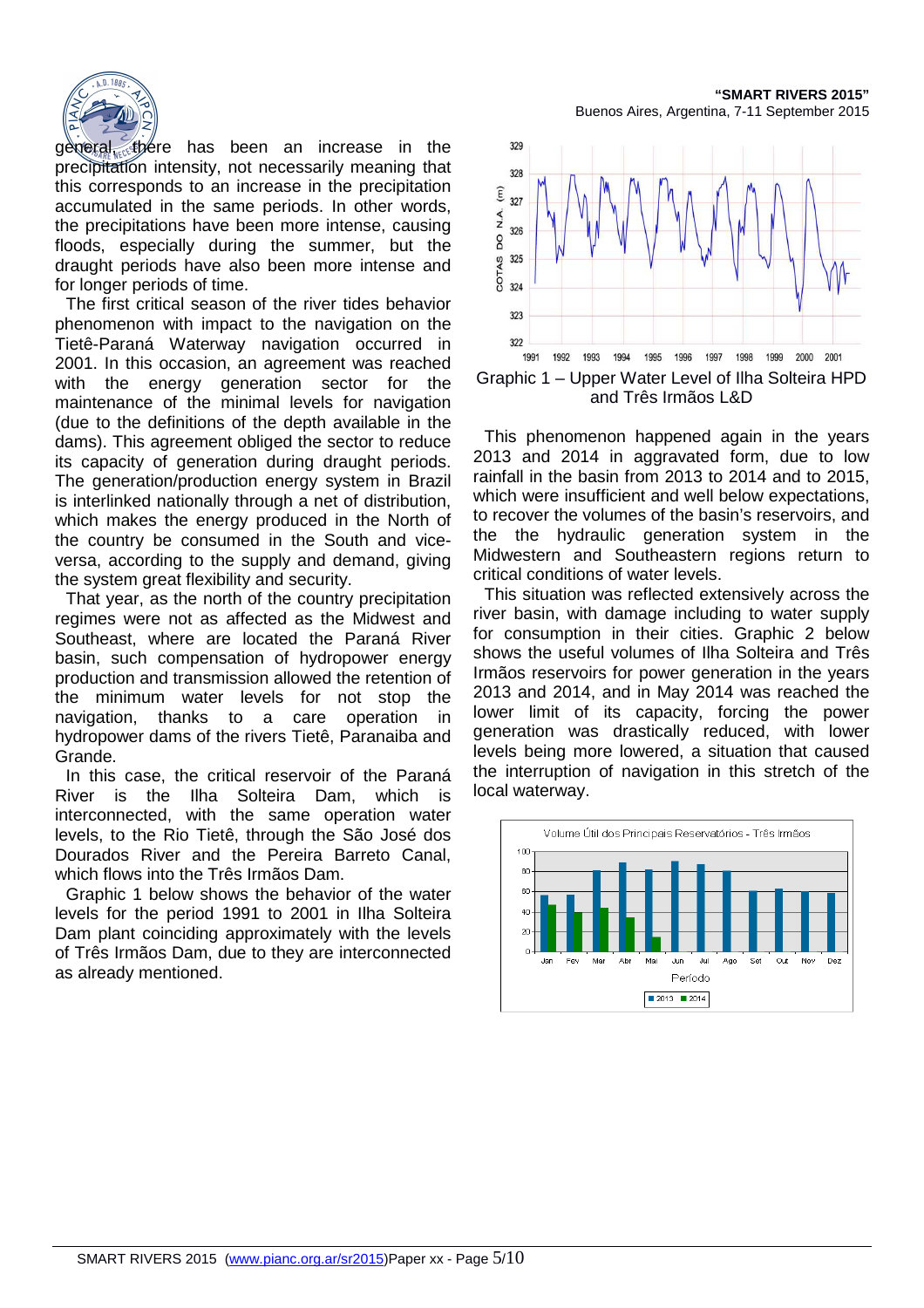general, there has been an increase in the precipitation intensity, not necessarily meaning that this corresponds to an increase in the precipitation accumulated in the same periods. In other words, the precipitations have been more intense, causing floods, especially during the summer, but the draught periods have also been more intense and for longer periods of time.

The first critical season of the river tides behavior phenomenon with impact to the navigation on the Tietê-Paraná Waterway navigation occurred in 2001. In this occasion, an agreement was reached with the energy generation sector for the maintenance of the minimal levels for navigation (due to the definitions of the depth available in the dams). This agreement obliged the sector to reduce its capacity of generation during draught periods. The generation/production energy system in Brazil is interlinked nationally through a net of distribution, which makes the energy produced in the North of the country be consumed in the South and vice-versa, according to the supply and demand, giving the system great flexibility and security.

That year, as the north of the country precipitation regimes were not as affected as the Midwest and Southeast, where are located the Paraná River basin, such compensation of hydropower energy production and transmission allowed the retention of the minimum water levels for not stop the navigation, thanks to a care operation in hydropower dams of the rivers Tietê, Paranaiba and Grande.

In this case, the critical reservoir of the Paraná River is the Ilha Solteira Dam, which is interconnected, with the same operation water levels, to the Rio Tietê, through the São José dos Dourados River and the Pereira Barreto Canal, which flows into the Três Irmãos Dam.

Graphic 1 below shows the behavior of the water levels for the period 1991 to 2001 in Ilha Solteira Dam plant coinciding approximately with the levels of Três Irmãos Dam, due to they are interconnected as already mentioned.

Graphic 1 – Upper Water Level of Ilha Solteira HPD and Três Irmãos L&D

This phenomenon happened again in the years 2013 and 2014 in aggravated form, due to low rainfall in the basin from 2013 to 2014 and to 2015, which were insufficient and well below expectations, to recover the volumes of the basin's reservoirs, and the the hydraulic generation system in the Midwestern and Southeastern regions return to critical conditions of water levels.

This situation was reflected extensively across the river basin, with damage including to water supply for consumption in their cities. Graphic 2 below shows the useful volumes of Ilha Solteira and Três Irmãos reservoirs for power generation in the years 2013 and 2014, and in May 2014 was reached the lower limit of its capacity, forcing the power generation was drastically reduced, with lower levels being more lowered, a situation that caused the interruption of navigation in this stretch of the local waterway.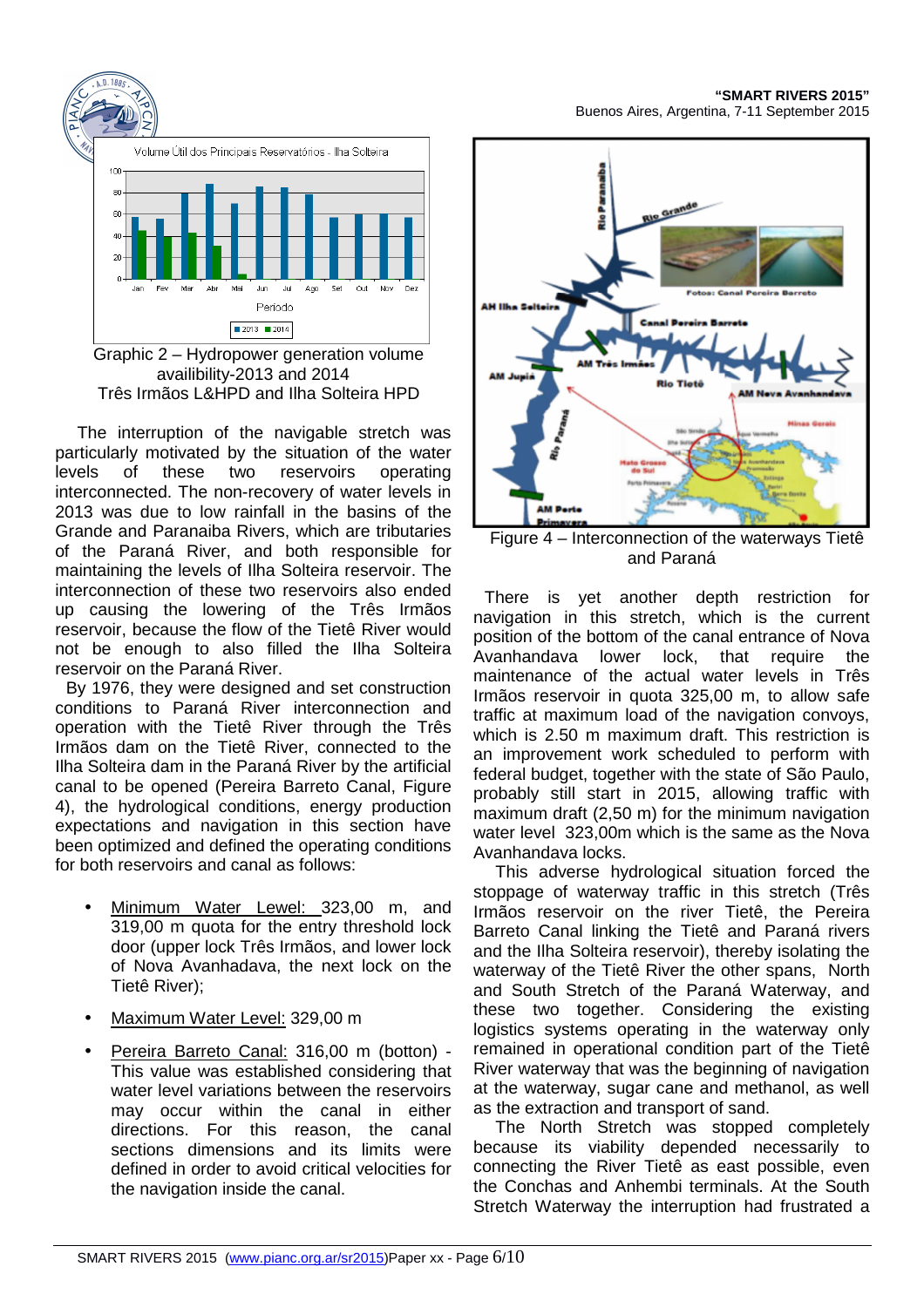Graphic 2 – Hydropower generation volume availibility-2013 and 2014
Três Irmãos L&HPD and Ilha Solteira HPD

The interruption of the navigable stretch was particularly motivated by the situation of the water levels of these two reservoirs operating interconnected. The non-recovery of water levels in 2013 was due to low rainfall in the basins of the Grande and Paranaiba Rivers, which are tributaries of the Paraná River, and both responsible for maintaining the levels of Ilha Solteira reservoir. The interconnection of these two reservoirs also ended up causing the lowering of the Três Irmãos reservoir, because the flow of the Tietê River would not be enough to also filled the Ilha Solteira reservoir on the Paraná River.

By 1976, they were designed and set construction conditions to Paraná River interconnection and operation with the Tietê River through the Três Irmãos dam on the Tietê River, connected to the Ilha Solteira dam in the Paraná River by the artificial canal to be opened (Pereira Barreto Canal, Figure 4), the hydrological conditions, energy production expectations and navigation in this section have been optimized and defined the operating conditions for both reservoirs and canal as follows:

- Minimum Water Lewel: 323,00 m, and 319,00 m quota for the entry threshold lock door (upper lock Três Irmãos, and lower lock of Nova Avanhadava, the next lock on the Tietê River);
- Maximum Water Level: 329,00 m
- Pereira Barreto Canal: 316,00 m (botton) - This value was established considering that water level variations between the reservoirs may occur within the canal in either directions. For this reason, the canal sections dimensions and its limits were defined in order to avoid critical velocities for the navigation inside the canal.

Figure 4 – Interconnection of the waterways Tietê and Paraná

There is yet another depth restriction for navigation in this stretch, which is the current position of the bottom of the canal entrance of Nova Avanhandava lower lock, that require the maintenance of the actual water levels in Três Irmãos reservoir in quota 325,00 m, to allow safe traffic at maximum load of the navigation convoys, which is 2.50 m maximum draft. This restriction is an improvement work scheduled to perform with federal budget, together with the state of São Paulo, probably still start in 2015, allowing traffic with maximum draft (2,50 m) for the minimum navigation water level 323,00m which is the same as the Nova Avanhandava locks.

This adverse hydrological situation forced the stoppage of waterway traffic in this stretch (Três Irmãos reservoir on the river Tietê, the Pereira Barreto Canal linking the Tietê and Paraná rivers and the Ilha Solteira reservoir), thereby isolating the waterway of the Tietê River the other spans, North and South Stretch of the Paraná Waterway, and these two together. Considering the existing logistics systems operating in the waterway only remained in operational condition part of the Tietê River waterway that was the beginning of navigation at the waterway, sugar cane and methanol, as well as the extraction and transport of sand.

The North Stretch was stopped completely because its viability depended necessarily to connecting the River Tietê as east possible, even the Conchas and Anhembi terminals. At the South Stretch Waterway the interruption had frustrated a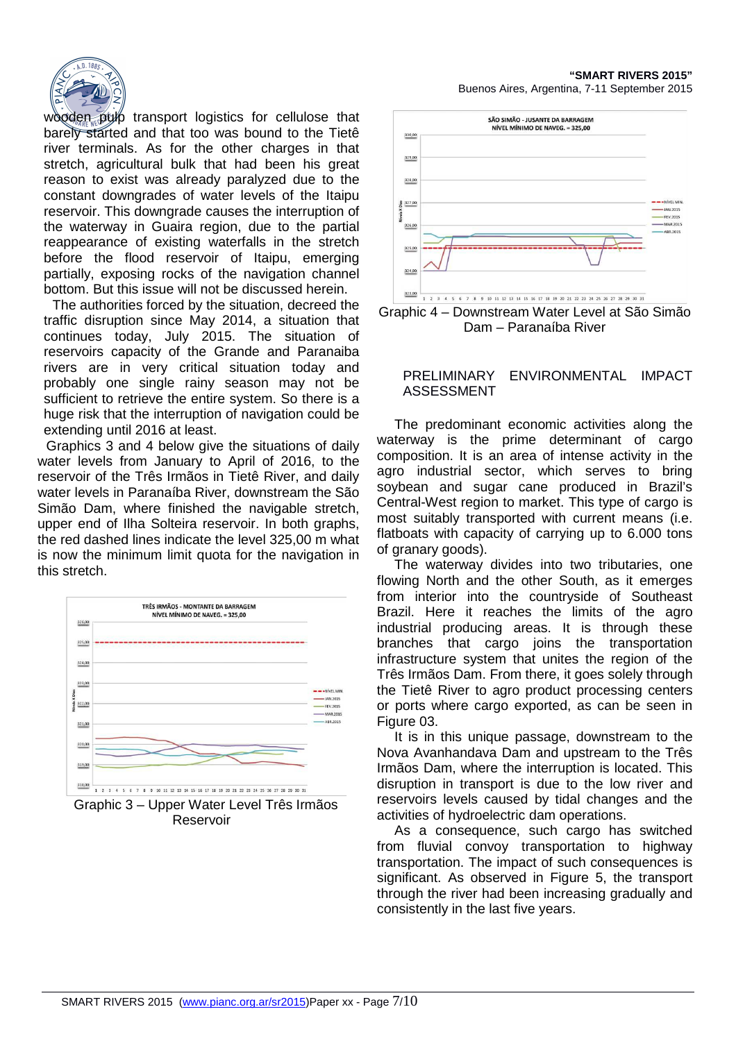wooden pulp transport logistics for cellulose that barely started and that too was bound to the Tietê river terminals. As for the other charges in that stretch, agricultural bulk that had been his great reason to exist was already paralyzed due to the constant downgrades of water levels of the Itaipu reservoir. This downgrade causes the interruption of the waterway in Guaira region, due to the partial reappearance of existing waterfalls in the stretch before the flood reservoir of Itaipu, emerging partially, exposing rocks of the navigation channel bottom. But this issue will not be discussed herein.

The authorities forced by the situation, decreed the traffic disruption since May 2014, a situation that continues today, July 2015. The situation of reservoirs capacity of the Grande and Paranaiba rivers are in very critical situation today and probably one single rainy season may not be sufficient to retrieve the entire system. So there is a huge risk that the interruption of navigation could be extending until 2016 at least.

Graphics 3 and 4 below give the situations of daily water levels from January to April of 2016, to the reservoir of the Três Irmãos in Tietê River, and daily water levels in Paranaíba River, downstream the São Simão Dam, where finished the navigable stretch, upper end of Ilha Solteira reservoir. In both graphs, the red dashed lines indicate the level 325,00 m what is now the minimum limit quota for the navigation in this stretch.

Graphic 3 – Upper Water Level Três Irmãos Reservoir

Graphic 4 – Downstream Water Level at São Simão Dam – Paranaíba River

## PRELIMINARY ENVIRONMENTAL IMPACT ASSESSMENT

The predominant economic activities along the waterway is the prime determinant of cargo composition. It is an area of intense activity in the agro industrial sector, which serves to bring soybean and sugar cane produced in Brazil's Central-West region to market. This type of cargo is most suitably transported with current means (i.e. flatboats with capacity of carrying up to 6.000 tons of granary goods).

The waterway divides into two tributaries, one flowing North and the other South, as it emerges from interior into the countryside of Southeast Brazil. Here it reaches the limits of the agro industrial producing areas. It is through these branches that cargo joins the transportation infrastructure system that unites the region of the Três Irmãos Dam. From there, it goes solely through the Tietê River to agro product processing centers or ports where cargo exported, as can be seen in Figure 03.

It is in this unique passage, downstream to the Nova Avanhandava Dam and upstream to the Três Irmãos Dam, where the interruption is located. This disruption in transport is due to the low river and reservoirs levels caused by tidal changes and the activities of hydroelectric dam operations.

As a consequence, such cargo has switched from fluvial convoy transportation to highway transportation. The impact of such consequences is significant. As observed in Figure 5, the transport through the river had been increasing gradually and consistently in the last five years.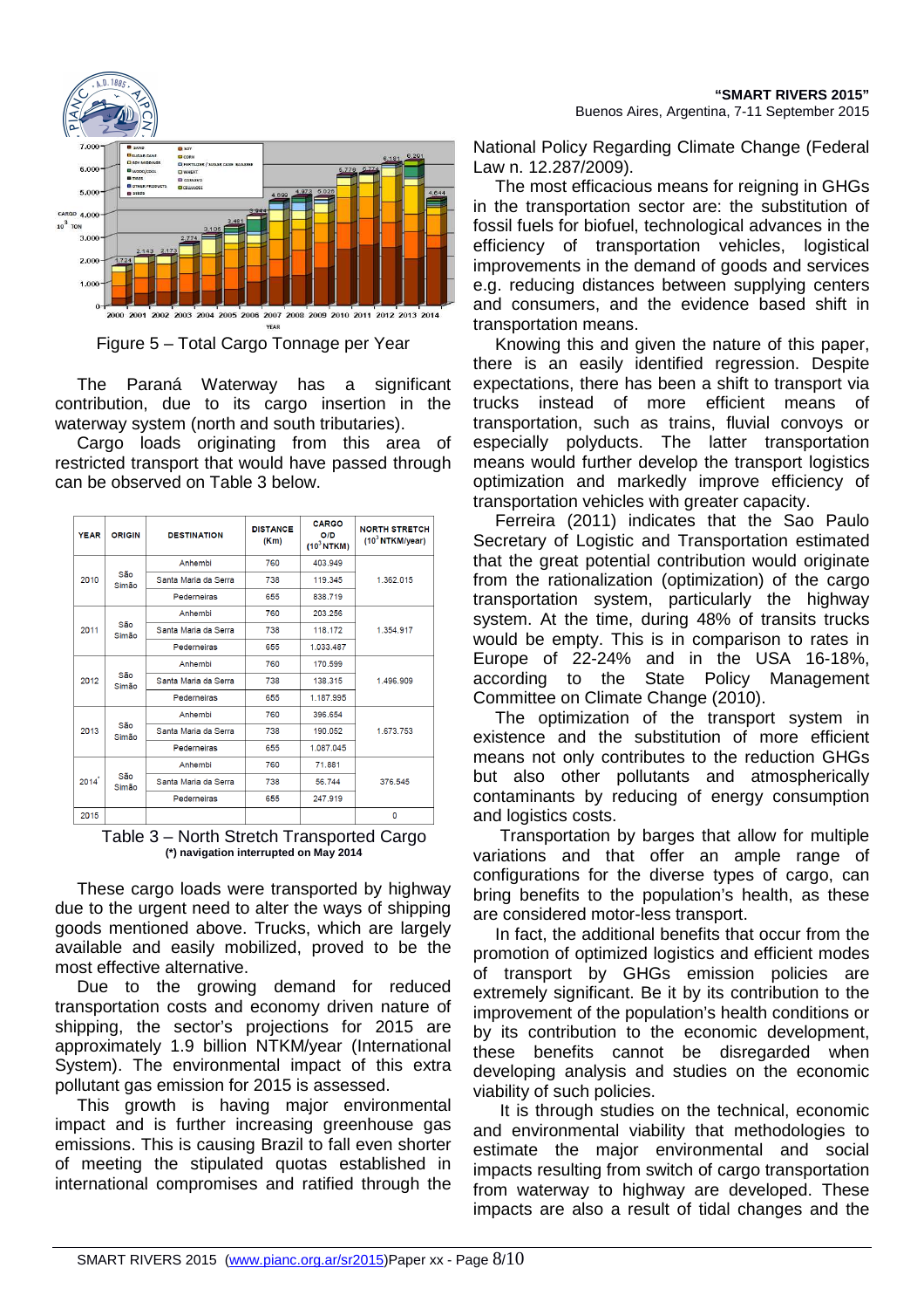Figure 5 – Total Cargo Tonnage per Year

The Paraná Waterway has a significant contribution, due to its cargo insertion in the waterway system (north and south tributaries).

Cargo loads originating from this area of restricted transport that would have passed through can be observed on Table 3 below.

| YEAR | ORIGIN | DESTINATION | DISTANCE (Km) | CARGO O/D ($10^3$ NTKM) | NORTH STRETCH ($10^3$ NTKM/year) |
|---|---|---|---|---|---|
| 2010 | São Simão | Anhembi | 760 | 403.949 | 1.362.015 |
| | | Santa Maria da Serra | 738 | 119.345 | |
| | | Pederneiras | 655 | 838.719 | |
| 2011 | São Simão | Anhembi | 760 | 203.256 | 1.354.917 |
| | | Santa Maria da Serra | 738 | 118.172 | |
| | | Pederneiras | 655 | 1.033.487 | |
| 2012 | São Simão | Anhembi | 760 | 170.599 | 1.496.909 |
| | | Santa Maria da Serra | 738 | 138.315 | |
| | | Pederneiras | 655 | 1.187.995 | |
| 2013 | São Simão | Anhembi | 760 | 396.654 | 1.673.753 |
| | | Santa Maria da Serra | 738 | 190.052 | |
| | | Pederneiras | 655 | 1.087.045 | |
| 2014* | São Simão | Anhembi | 760 | 71.881 | 376.545 |
| | | Santa Maria da Serra | 738 | 56.744 | |
| | | Pederneiras | 655 | 247.919 | |
| 2015 | | | | | 0 |

Table 3 – North Stretch Transported Cargo
**(\*) navigation interrupted on May 2014**

These cargo loads were transported by highway due to the urgent need to alter the ways of shipping goods mentioned above. Trucks, which are largely available and easily mobilized, proved to be the most effective alternative.

Due to the growing demand for reduced transportation costs and economy driven nature of shipping, the sector's projections for 2015 are approximately 1.9 billion NTKM/year (International System). The environmental impact of this extra pollutant gas emission for 2015 is assessed.

This growth is having major environmental impact and is further increasing greenhouse gas emissions. This is causing Brazil to fall even shorter of meeting the stipulated quotas established in international compromises and ratified through the National Policy Regarding Climate Change (Federal Law n. 12.287/2009).

The most efficacious means for reigning in GHGs in the transportation sector are: the substitution of fossil fuels for biofuel, technological advances in the efficiency of transportation vehicles, logistical improvements in the demand of goods and services e.g. reducing distances between supplying centers and consumers, and the evidence based shift in transportation means.

Knowing this and given the nature of this paper, there is an easily identified regression. Despite expectations, there has been a shift to transport via trucks instead of more efficient means of transportation, such as trains, fluvial convoys or especially polyducts. The latter transportation means would further develop the transport logistics optimization and markedly improve efficiency of transportation vehicles with greater capacity.

Ferreira (2011) indicates that the Sao Paulo Secretary of Logistic and Transportation estimated that the great potential contribution would originate from the rationalization (optimization) of the cargo transportation system, particularly the highway system. At the time, during 48% of transits trucks would be empty. This is in comparison to rates in Europe of 22-24% and in the USA 16-18%, according to the State Policy Management Committee on Climate Change (2010).

The optimization of the transport system in existence and the substitution of more efficient means not only contributes to the reduction GHGs but also other pollutants and atmospherically contaminants by reducing of energy consumption and logistics costs.

Transportation by barges that allow for multiple variations and that offer an ample range of configurations for the diverse types of cargo, can bring benefits to the population's health, as these are considered motor-less transport.

In fact, the additional benefits that occur from the promotion of optimized logistics and efficient modes of transport by GHGs emission policies are extremely significant. Be it by its contribution to the improvement of the population's health conditions or by its contribution to the economic development, these benefits cannot be disregarded when developing analysis and studies on the economic viability of such policies.

It is through studies on the technical, economic and environmental viability that methodologies to estimate the major environmental and social impacts resulting from switch of cargo transportation from waterway to highway are developed. These impacts are also a result of tidal changes and the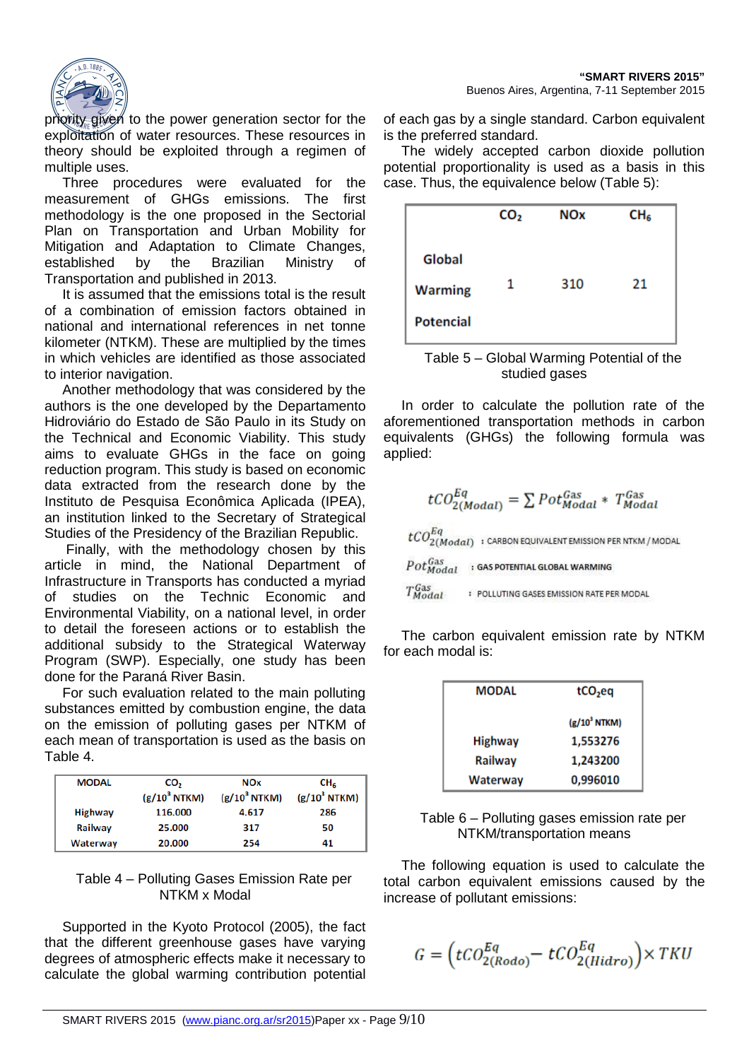priority given to the power generation sector for the exploitation of water resources. These resources in theory should be exploited through a regimen of multiple uses.

Three procedures were evaluated for the measurement of GHGs emissions. The first methodology is the one proposed in the Sectorial Plan on Transportation and Urban Mobility for Mitigation and Adaptation to Climate Changes, established by the Brazilian Ministry of Transportation and published in 2013.

It is assumed that the emissions total is the result of a combination of emission factors obtained in national and international references in net tonne kilometer (NTKM). These are multiplied by the times in which vehicles are identified as those associated to interior navigation.

Another methodology that was considered by the authors is the one developed by the Departamento Hidroviário do Estado de São Paulo in its Study on the Technical and Economic Viability. This study aims to evaluate GHGs in the face on going reduction program. This study is based on economic data extracted from the research done by the Instituto de Pesquisa Econômica Aplicada (IPEA), an institution linked to the Secretary of Strategical Studies of the Presidency of the Brazilian Republic.

Finally, with the methodology chosen by this article in mind, the National Department of Infrastructure in Transports has conducted a myriad of studies on the Technic Economic and Environmental Viability, on a national level, in order to detail the foreseen actions or to establish the additional subsidy to the Strategical Waterway Program (SWP). Especially, one study has been done for the Paraná River Basin.

For such evaluation related to the main polluting substances emitted by combustion engine, the data on the emission of polluting gases per NTKM of each mean of transportation is used as the basis on Table 4.

| MODAL | $CO_2$ ($g/10^3$ NTKM) | NOx ($g/10^3$ NTKM) | $CH_6$ ($g/10^3$ NTKM) |
|---|---|---|---|
| Highway | 116.000 | 4.617 | 286 |
| Railway | 25.000 | 317 | 50 |
| Waterway | 20.000 | 254 | 41 |

Table 4 – Polluting Gases Emission Rate per NTKM x Modal

Supported in the Kyoto Protocol (2005), the fact that the different greenhouse gases have varying degrees of atmospheric effects make it necessary to calculate the global warming contribution potential of each gas by a single standard. Carbon equivalent is the preferred standard.

The widely accepted carbon dioxide pollution potential proportionality is used as a basis in this case. Thus, the equivalence below (Table 5):

| | $CO_2$ | NOx | $CH_6$ |
|---|---|---|---|
| Global Warming Potencial | 1 | 310 | 21 |

Table 5 – Global Warming Potential of the studied gases

In order to calculate the pollution rate of the aforementioned transportation methods in carbon equivalents (GHGs) the following formula was applied:

$$tCO_{2(Modal)}^{Eq} = \sum Pot_{Modal}^{Gas} * T_{Modal}^{Gas}$$

$tCO_{2(Modal)}^{Eq}$ : CARBON EQUIVALENT EMISSION PER NTKM / MODAL

$Pot_{Modal}^{Gas}$ : GAS POTENTIAL GLOBAL WARMING

$T_{Modal}^{Gas}$ : POLLUTING GASES EMISSION RATE PER MODAL

The carbon equivalent emission rate by NTKM for each modal is:

| MODAL | $tCO_2eq$ ($g/10^3$ NTKM) |
|---|---|
| Highway | 1,553276 |
| Railway | 1,243200 |
| Waterway | 0,996010 |

Table 6 – Polluting gases emission rate per NTKM/transportation means

The following equation is used to calculate the total carbon equivalent emissions caused by the increase of pollutant emissions:

$$G = \left(tCO_{2(Rodo)}^{Eq} - tCO_{2(Hidro)}^{Eq}\right) \times TKU$$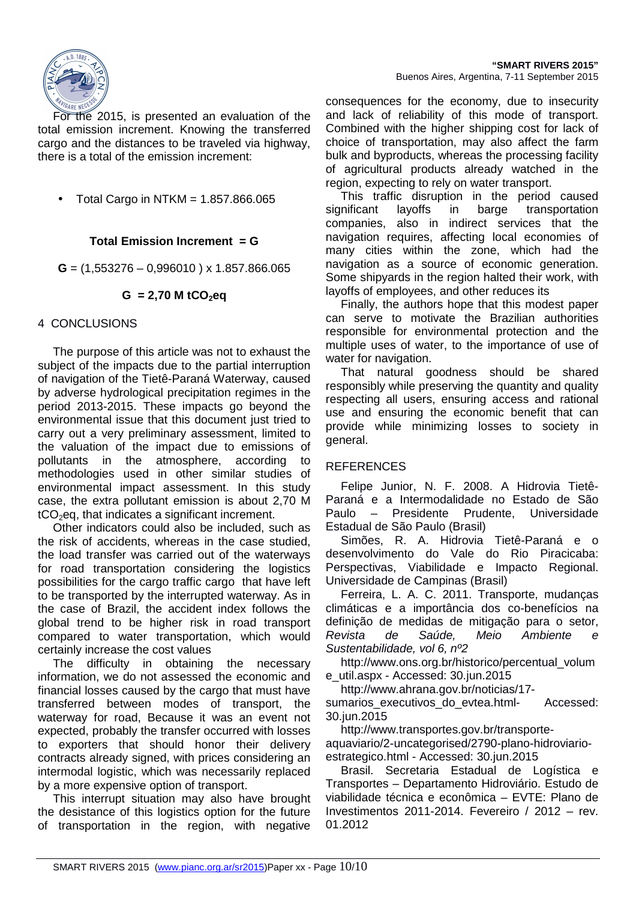For the 2015, is presented an evaluation of the total emission increment. Knowing the transferred cargo and the distances to be traveled via highway, there is a total of the emission increment:

- Total Cargo in NTKM = 1.857.866.065

**Total Emission Increment = G**

**G** = (1,553276 – 0,996010 ) x 1.857.866.065

**G = 2,70 M t$CO_2$eq**

## 4 CONCLUSIONS

The purpose of this article was not to exhaust the subject of the impacts due to the partial interruption of navigation of the Tietê-Paraná Waterway, caused by adverse hydrological precipitation regimes in the period 2013-2015. These impacts go beyond the environmental issue that this document just tried to carry out a very preliminary assessment, limited to the valuation of the impact due to emissions of pollutants in the atmosphere, according to methodologies used in other similar studies of environmental impact assessment. In this study case, the extra pollutant emission is about 2,70 M t$CO_2$eq, that indicates a significant increment.

Other indicators could also be included, such as the risk of accidents, whereas in the case studied, the load transfer was carried out of the waterways for road transportation considering the logistics possibilities for the cargo traffic cargo that have left to be transported by the interrupted waterway. As in the case of Brazil, the accident index follows the global trend to be higher risk in road transport compared to water transportation, which would certainly increase the cost values

The difficulty in obtaining the necessary information, we do not assessed the economic and financial losses caused by the cargo that must have transferred between modes of transport, the waterway for road, Because it was an event not expected, probably the transfer occurred with losses to exporters that should honor their delivery contracts already signed, with prices considering an intermodal logistic, which was necessarily replaced by a more expensive option of transport.

This interrupt situation may also have brought the desistance of this logistics option for the future of transportation in the region, with negative consequences for the economy, due to insecurity and lack of reliability of this mode of transport. Combined with the higher shipping cost for lack of choice of transportation, may also affect the farm bulk and byproducts, whereas the processing facility of agricultural products already watched in the region, expecting to rely on water transport.

This traffic disruption in the period caused significant layoffs in barge transportation companies, also in indirect services that the navigation requires, affecting local economies of many cities within the zone, which had the navigation as a source of economic generation. Some shipyards in the region halted their work, with layoffs of employees, and other reduces its

Finally, the authors hope that this modest paper can serve to motivate the Brazilian authorities responsible for environmental protection and the multiple uses of water, to the importance of use of water for navigation.

That natural goodness should be shared responsibly while preserving the quantity and quality respecting all users, ensuring access and rational use and ensuring the economic benefit that can provide while minimizing losses to society in general.

## REFERENCES

Felipe Junior, N. F. 2008. A Hidrovia Tietê-Paraná e a Intermodalidade no Estado de São Paulo – Presidente Prudente, Universidade Estadual de São Paulo (Brasil)

Simões, R. A. Hidrovia Tietê-Paraná e o desenvolvimento do Vale do Rio Piracicaba: Perspectivas, Viabilidade e Impacto Regional. Universidade de Campinas (Brasil)

Ferreira, L. A. C. 2011. Transporte, mudanças climáticas e a importância dos co-benefícios na definição de medidas de mitigação para o setor, *Revista de Saúde, Meio Ambiente e Sustentabilidade, vol 6, nº2*

http://www.ons.org.br/historico/percentual_volume_util.aspx - Accessed: 30.jun.2015

http://www.ahrana.gov.br/noticias/17-sumarios_executivos_do_evtea.html- Accessed: 30.jun.2015

http://www.transportes.gov.br/transporte-aquaviario/2-uncategorised/2790-plano-hidroviario-estrategico.html - Accessed: 30.jun.2015

Brasil. Secretaria Estadual de Logística e Transportes – Departamento Hidroviário. Estudo de viabilidade técnica e econômica – EVTE: Plano de Investimentos 2011-2014. Fevereiro / 2012 – rev. 01.2012